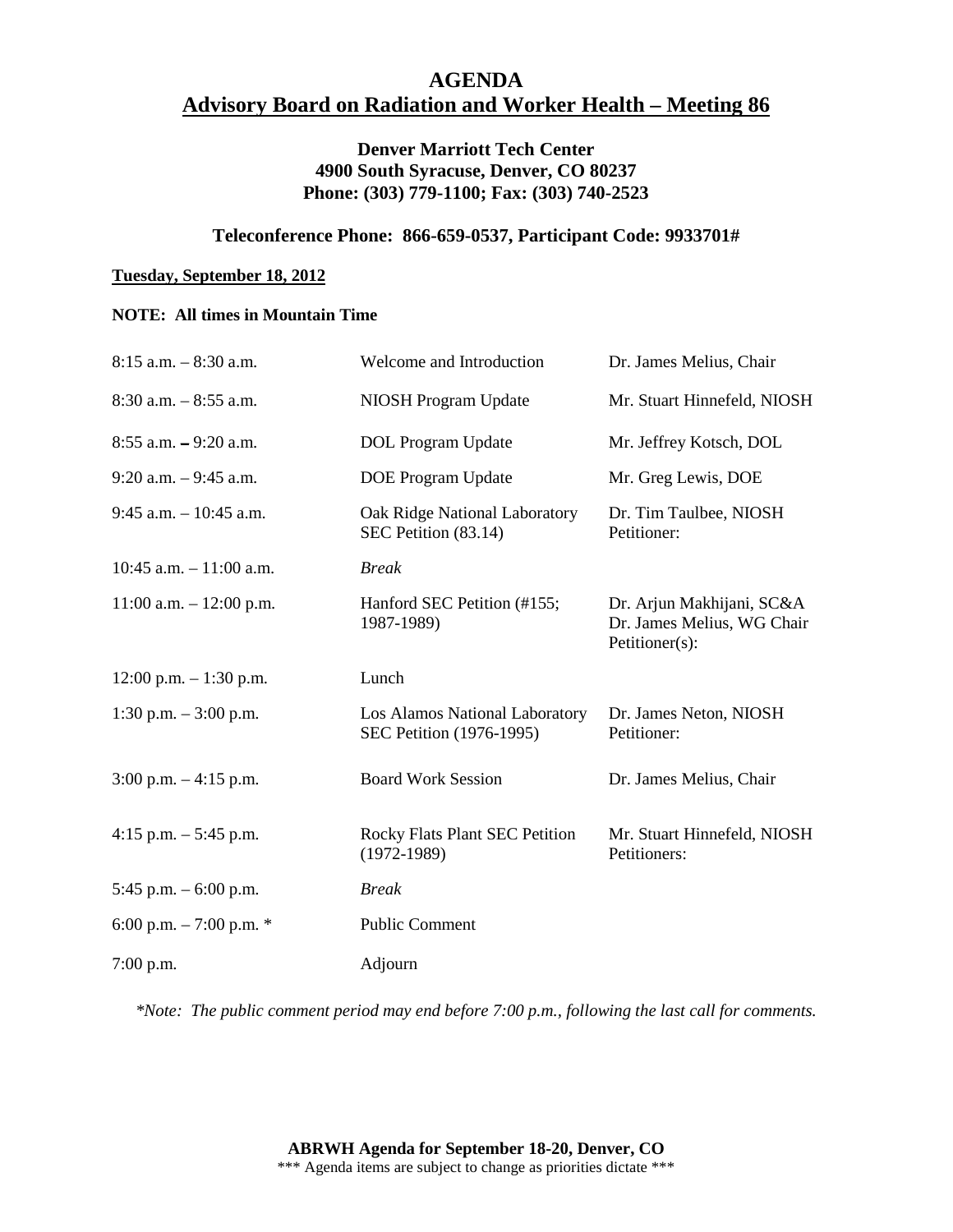# AGENDA
## Advisory Board on Radiation and Worker Health – Meeting 86

**Denver Marriott Tech Center**
**4900 South Syracuse, Denver, CO 80237**
**Phone: (303) 779-1100; Fax: (303) 740-2523**

**Teleconference Phone: 866-659-0537, Participant Code: 9933701#**

**Tuesday, September 18, 2012**

**NOTE: All times in Mountain Time**

| Time | Item | Presenter |
| --- | --- | --- |
| 8:15 a.m. – 8:30 a.m. | Welcome and Introduction | Dr. James Melius, Chair |
| 8:30 a.m. – 8:55 a.m. | NIOSH Program Update | Mr. Stuart Hinnefeld, NIOSH |
| 8:55 a.m. – 9:20 a.m. | DOL Program Update | Mr. Jeffrey Kotsch, DOL |
| 9:20 a.m. – 9:45 a.m. | DOE Program Update | Mr. Greg Lewis, DOE |
| 9:45 a.m. – 10:45 a.m. | Oak Ridge National Laboratory SEC Petition (83.14) | Dr. Tim Taulbee, NIOSH Petitioner: |
| 10:45 a.m. – 11:00 a.m. | *Break* | |
| 11:00 a.m. – 12:00 p.m. | Hanford SEC Petition (#155; 1987-1989) | Dr. Arjun Makhijani, SC&A Dr. James Melius, WG Chair Petitioner(s): |
| 12:00 p.m. – 1:30 p.m. | Lunch | |
| 1:30 p.m. – 3:00 p.m. | Los Alamos National Laboratory SEC Petition (1976-1995) | Dr. James Neton, NIOSH Petitioner: |
| 3:00 p.m. – 4:15 p.m. | Board Work Session | Dr. James Melius, Chair |
| 4:15 p.m. – 5:45 p.m. | Rocky Flats Plant SEC Petition (1972-1989) | Mr. Stuart Hinnefeld, NIOSH Petitioners: |
| 5:45 p.m. – 6:00 p.m. | *Break* | |
| 6:00 p.m. – 7:00 p.m. * | Public Comment | |
| 7:00 p.m. | Adjourn | |

*\*Note: The public comment period may end before 7:00 p.m., following the last call for comments.*

**ABRWH Agenda for September 18-20, Denver, CO**
*** Agenda items are subject to change as priorities dictate ***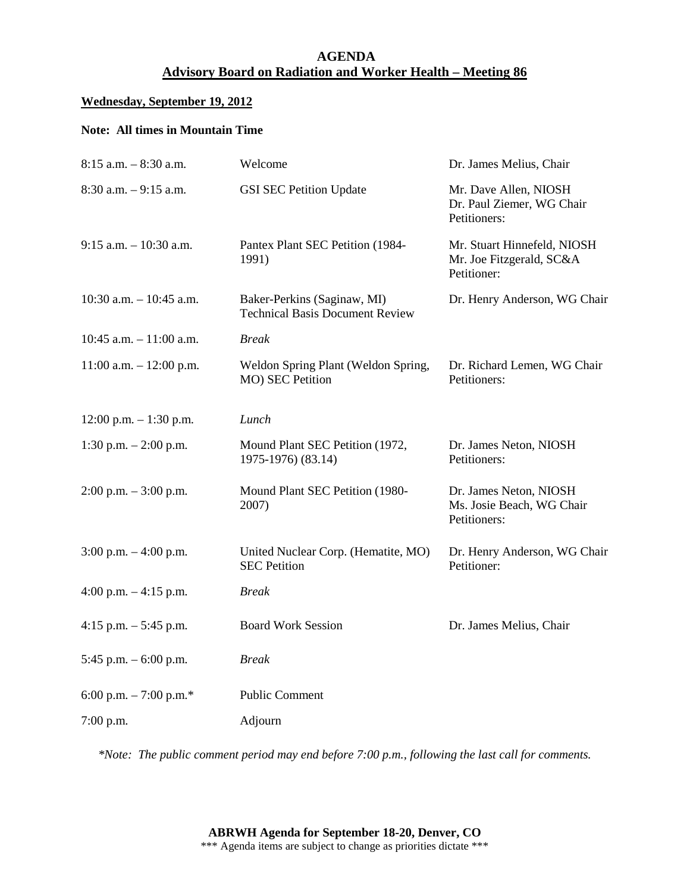**AGENDA**
**Advisory Board on Radiation and Worker Health – Meeting 86**

**Wednesday, September 19, 2012**

**Note: All times in Mountain Time**

| Time | Item | Presenter |
|---|---|---|
| 8:15 a.m. – 8:30 a.m. | Welcome | Dr. James Melius, Chair |
| 8:30 a.m. – 9:15 a.m. | GSI SEC Petition Update | Mr. Dave Allen, NIOSH<br>Dr. Paul Ziemer, WG Chair<br>Petitioners: |
| 9:15 a.m. – 10:30 a.m. | Pantex Plant SEC Petition (1984-1991) | Mr. Stuart Hinnefeld, NIOSH<br>Mr. Joe Fitzgerald, SC&A<br>Petitioner: |
| 10:30 a.m. – 10:45 a.m. | Baker-Perkins (Saginaw, MI) Technical Basis Document Review | Dr. Henry Anderson, WG Chair |
| 10:45 a.m. – 11:00 a.m. | *Break* | |
| 11:00 a.m. – 12:00 p.m. | Weldon Spring Plant (Weldon Spring, MO) SEC Petition | Dr. Richard Lemen, WG Chair<br>Petitioners: |
| 12:00 p.m. – 1:30 p.m. | *Lunch* | |
| 1:30 p.m. – 2:00 p.m. | Mound Plant SEC Petition (1972, 1975-1976) (83.14) | Dr. James Neton, NIOSH<br>Petitioners: |
| 2:00 p.m. – 3:00 p.m. | Mound Plant SEC Petition (1980-2007) | Dr. James Neton, NIOSH<br>Ms. Josie Beach, WG Chair<br>Petitioners: |
| 3:00 p.m. – 4:00 p.m. | United Nuclear Corp. (Hematite, MO) SEC Petition | Dr. Henry Anderson, WG Chair<br>Petitioner: |
| 4:00 p.m. – 4:15 p.m. | *Break* | |
| 4:15 p.m. – 5:45 p.m. | Board Work Session | Dr. James Melius, Chair |
| 5:45 p.m. – 6:00 p.m. | *Break* | |
| 6:00 p.m. – 7:00 p.m.* | Public Comment | |
| 7:00 p.m. | Adjourn | |

*\*Note: The public comment period may end before 7:00 p.m., following the last call for comments.*

**ABRWH Agenda for September 18-20, Denver, CO**
\*\*\* Agenda items are subject to change as priorities dictate \*\*\*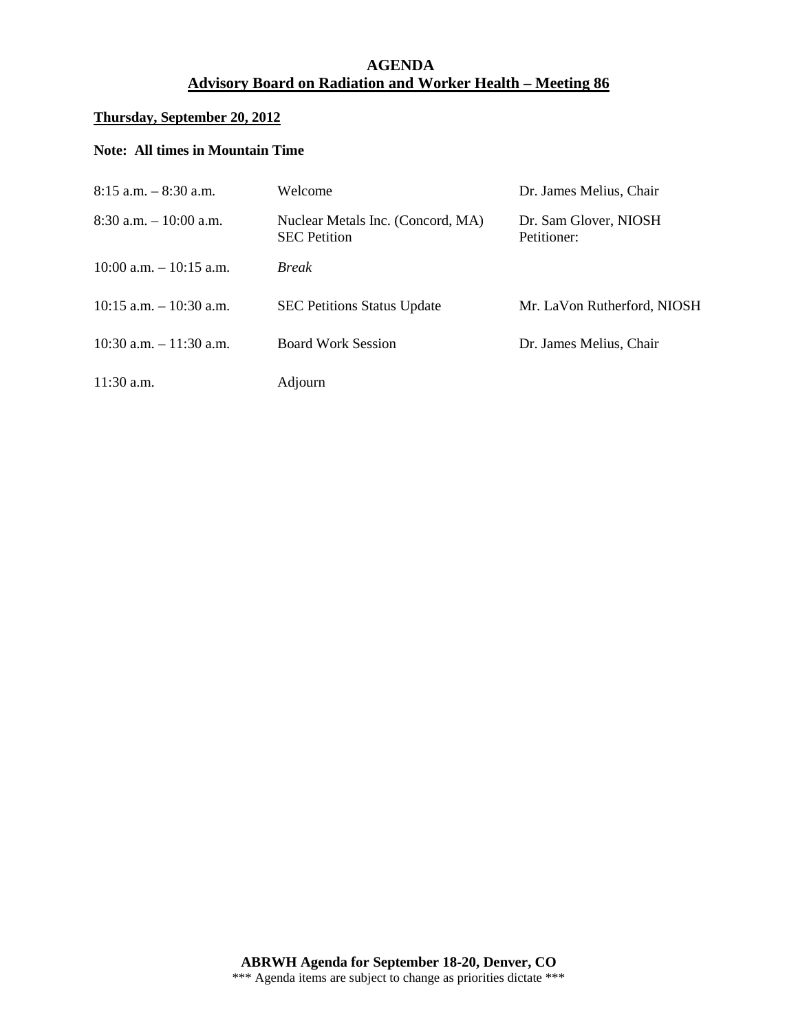**AGENDA**

**Advisory Board on Radiation and Worker Health – Meeting 86**

**Thursday, September 20, 2012**

**Note: All times in Mountain Time**

| | | |
|---|---|---|
| 8:15 a.m. – 8:30 a.m. | Welcome | Dr. James Melius, Chair |
| 8:30 a.m. – 10:00 a.m. | Nuclear Metals Inc. (Concord, MA) SEC Petition | Dr. Sam Glover, NIOSH<br>Petitioner: |
| 10:00 a.m. – 10:15 a.m. | *Break* | |
| 10:15 a.m. – 10:30 a.m. | SEC Petitions Status Update | Mr. LaVon Rutherford, NIOSH |
| 10:30 a.m. – 11:30 a.m. | Board Work Session | Dr. James Melius, Chair |
| 11:30 a.m. | Adjourn | |

**ABRWH Agenda for September 18-20, Denver, CO**

*** Agenda items are subject to change as priorities dictate ***